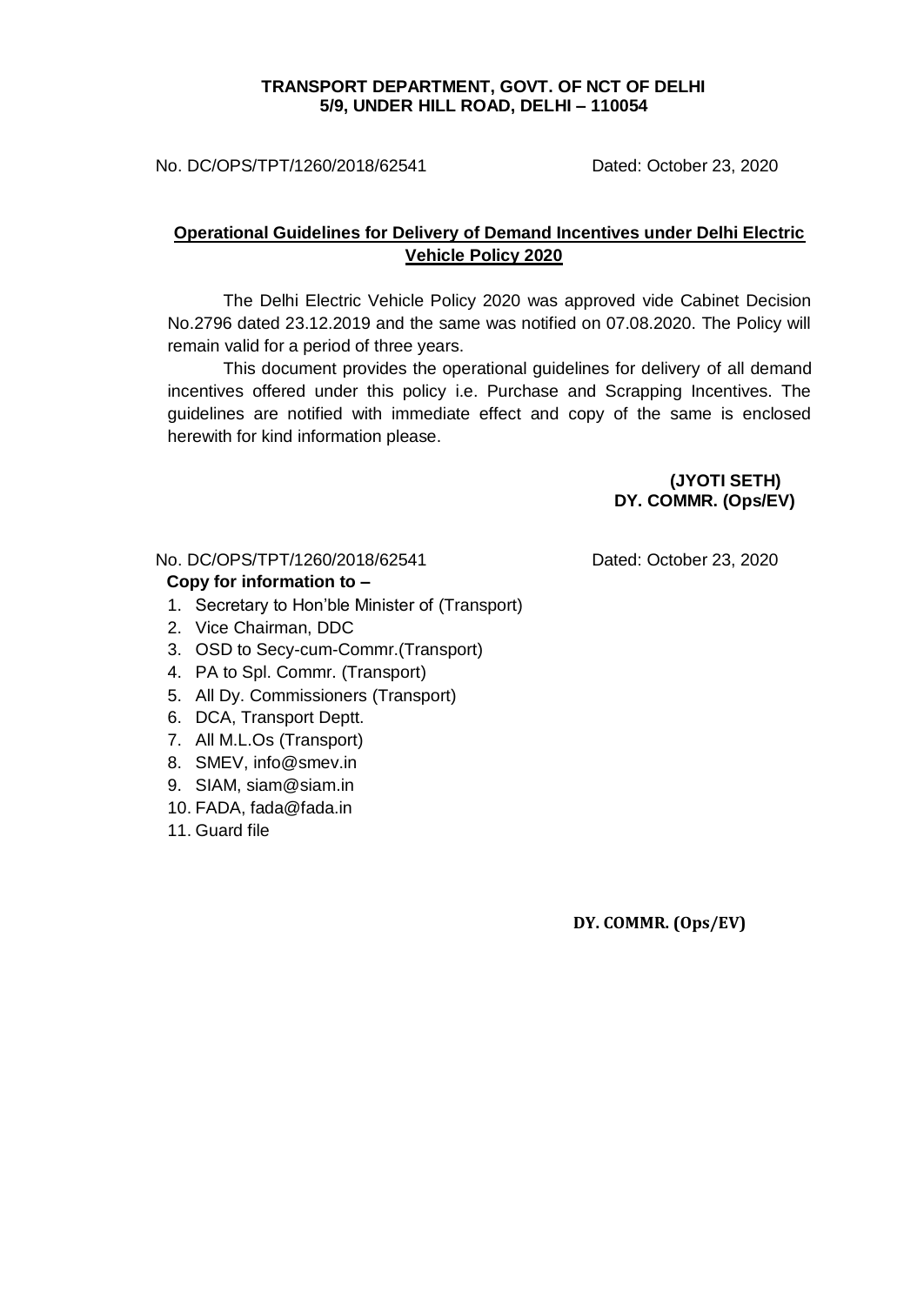**TRANSPORT DEPARTMENT, GOVT. OF NCT OF DELHI**
**5/9, UNDER HILL ROAD, DELHI – 110054**

No. DC/OPS/TPT/1260/2018/62541 Dated: October 23, 2020

## Operational Guidelines for Delivery of Demand Incentives under Delhi Electric Vehicle Policy 2020

The Delhi Electric Vehicle Policy 2020 was approved vide Cabinet Decision No.2796 dated 23.12.2019 and the same was notified on 07.08.2020. The Policy will remain valid for a period of three years.

This document provides the operational guidelines for delivery of all demand incentives offered under this policy i.e. Purchase and Scrapping Incentives. The guidelines are notified with immediate effect and copy of the same is enclosed herewith for kind information please.

**(JYOTI SETH)**
**DY. COMMR. (Ops/EV)**

No. DC/OPS/TPT/1260/2018/62541 Dated: October 23, 2020

**Copy for information to –**

1. Secretary to Hon'ble Minister of (Transport)
2. Vice Chairman, DDC
3. OSD to Secy-cum-Commr.(Transport)
4. PA to Spl. Commr. (Transport)
5. All Dy. Commissioners (Transport)
6. DCA, Transport Deptt.
7. All M.L.Os (Transport)
8. SMEV, info@smev.in
9. SIAM, siam@siam.in
10. FADA, fada@fada.in
11. Guard file

**DY. COMMR. (Ops/EV)**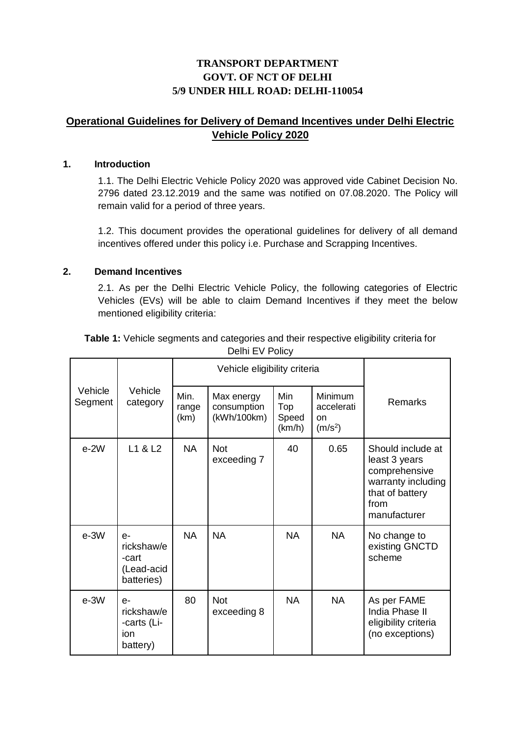**TRANSPORT DEPARTMENT**
**GOVT. OF NCT OF DELHI**
**5/9 UNDER HILL ROAD: DELHI-110054**

# Operational Guidelines for Delivery of Demand Incentives under Delhi Electric Vehicle Policy 2020

## 1. Introduction

1.1. The Delhi Electric Vehicle Policy 2020 was approved vide Cabinet Decision No. 2796 dated 23.12.2019 and the same was notified on 07.08.2020. The Policy will remain valid for a period of three years.

1.2. This document provides the operational guidelines for delivery of all demand incentives offered under this policy i.e. Purchase and Scrapping Incentives.

## 2. Demand Incentives

2.1. As per the Delhi Electric Vehicle Policy, the following categories of Electric Vehicles (EVs) will be able to claim Demand Incentives if they meet the below mentioned eligibility criteria:

**Table 1:** Vehicle segments and categories and their respective eligibility criteria for Delhi EV Policy

| Vehicle Segment | Vehicle category | Vehicle eligibility criteria | | | | Remarks |
|---|---|---|---|---|---|---|
| | | Min. range (km) | Max energy consumption (kWh/100km) | Min Top Speed (km/h) | Minimum acceleration ($m/s^2$) | |
| e-2W | L1 & L2 | NA | Not exceeding 7 | 40 | 0.65 | Should include at least 3 years comprehensive warranty including that of battery from manufacturer |
| e-3W | e-rickshaw/e-cart (Lead-acid batteries) | NA | NA | NA | NA | No change to existing GNCTD scheme |
| e-3W | e-rickshaw/e-carts (Li-ion battery) | 80 | Not exceeding 8 | NA | NA | As per FAME India Phase II eligibility criteria (no exceptions) |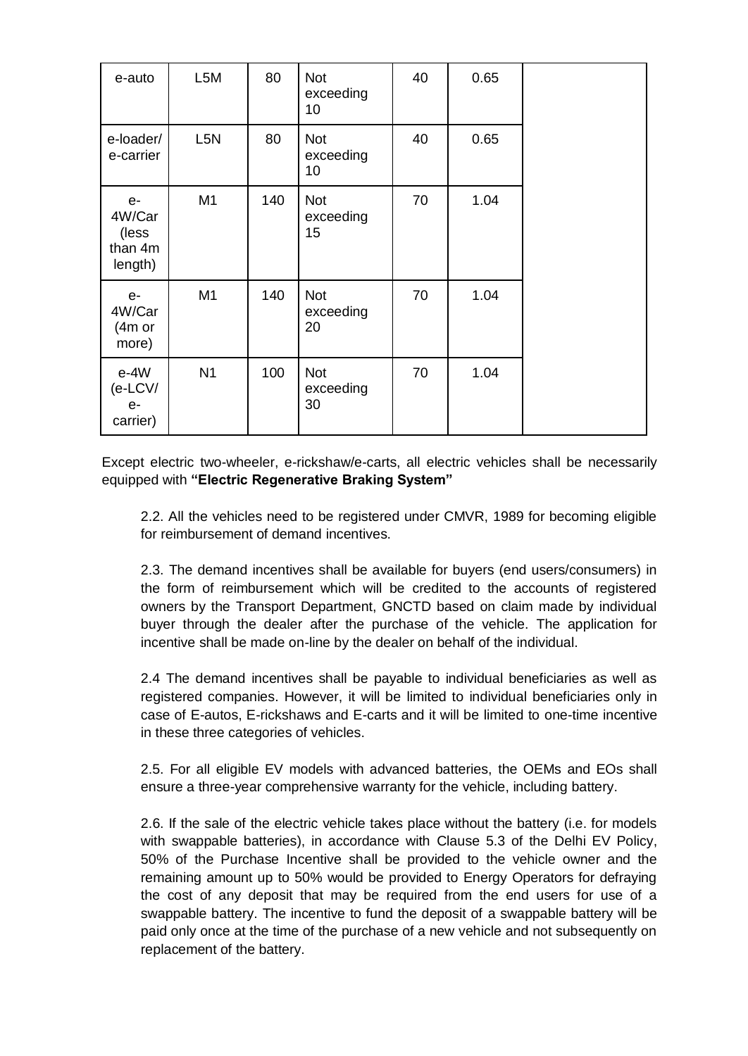| | | | | | | |
|---|---|---|---|---|---|---|
| e-auto | L5M | 80 | Not exceeding 10 | 40 | 0.65 | |
| e-loader/ e-carrier | L5N | 80 | Not exceeding 10 | 40 | 0.65 | |
| e-4W/Car (less than 4m length) | M1 | 140 | Not exceeding 15 | 70 | 1.04 | |
| e-4W/Car (4m or more) | M1 | 140 | Not exceeding 20 | 70 | 1.04 | |
| e-4W (e-LCV/ e-carrier) | N1 | 100 | Not exceeding 30 | 70 | 1.04 | |

Except electric two-wheeler, e-rickshaw/e-carts, all electric vehicles shall be necessarily equipped with **"Electric Regenerative Braking System"**

2.2. All the vehicles need to be registered under CMVR, 1989 for becoming eligible for reimbursement of demand incentives.

2.3. The demand incentives shall be available for buyers (end users/consumers) in the form of reimbursement which will be credited to the accounts of registered owners by the Transport Department, GNCTD based on claim made by individual buyer through the dealer after the purchase of the vehicle. The application for incentive shall be made on-line by the dealer on behalf of the individual.

2.4 The demand incentives shall be payable to individual beneficiaries as well as registered companies. However, it will be limited to individual beneficiaries only in case of E-autos, E-rickshaws and E-carts and it will be limited to one-time incentive in these three categories of vehicles.

2.5. For all eligible EV models with advanced batteries, the OEMs and EOs shall ensure a three-year comprehensive warranty for the vehicle, including battery.

2.6. If the sale of the electric vehicle takes place without the battery (i.e. for models with swappable batteries), in accordance with Clause 5.3 of the Delhi EV Policy, 50% of the Purchase Incentive shall be provided to the vehicle owner and the remaining amount up to 50% would be provided to Energy Operators for defraying the cost of any deposit that may be required from the end users for use of a swappable battery. The incentive to fund the deposit of a swappable battery will be paid only once at the time of the purchase of a new vehicle and not subsequently on replacement of the battery.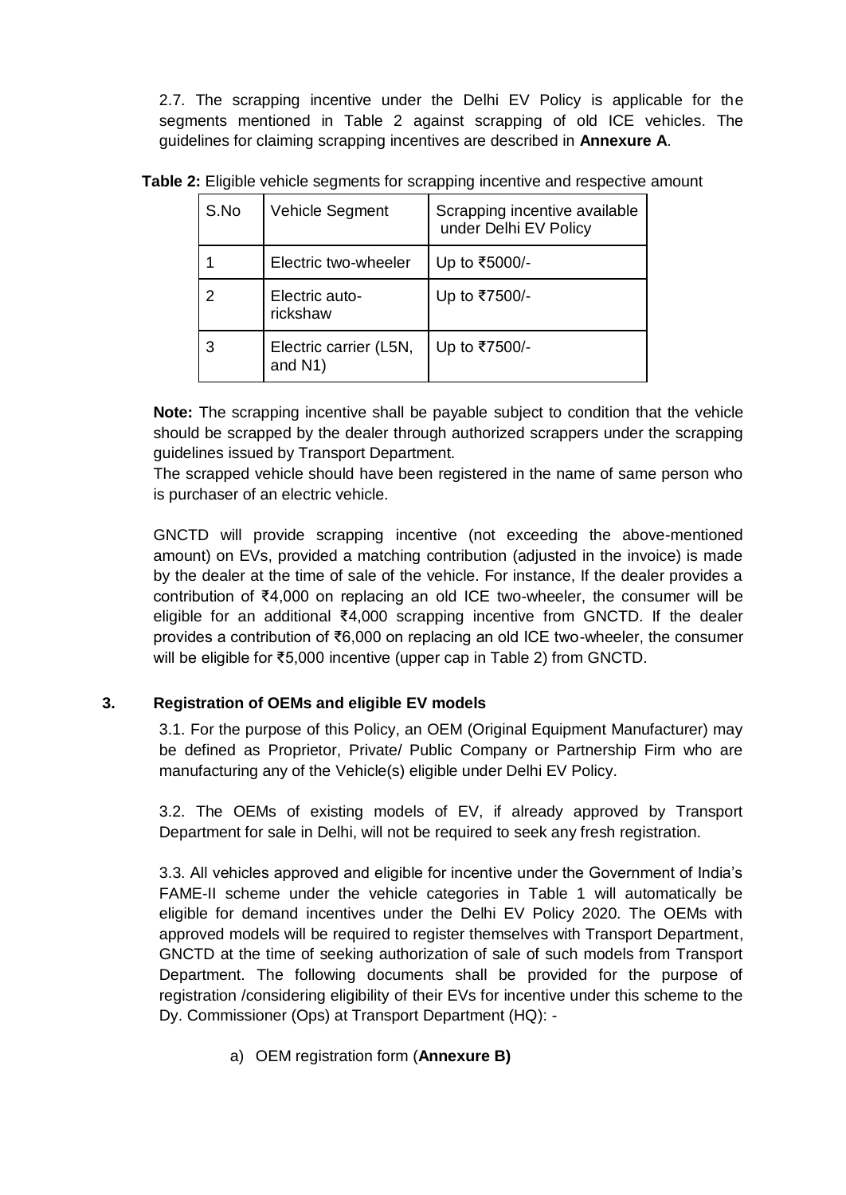2.7. The scrapping incentive under the Delhi EV Policy is applicable for the segments mentioned in Table 2 against scrapping of old ICE vehicles. The guidelines for claiming scrapping incentives are described in **Annexure A**.

**Table 2:** Eligible vehicle segments for scrapping incentive and respective amount

| S.No | Vehicle Segment | Scrapping incentive available under Delhi EV Policy |
|---|---|---|
| 1 | Electric two-wheeler | Up to ₹5000/- |
| 2 | Electric auto-rickshaw | Up to ₹7500/- |
| 3 | Electric carrier (L5N, and N1) | Up to ₹7500/- |

**Note:** The scrapping incentive shall be payable subject to condition that the vehicle should be scrapped by the dealer through authorized scrappers under the scrapping guidelines issued by Transport Department.

The scrapped vehicle should have been registered in the name of same person who is purchaser of an electric vehicle.

GNCTD will provide scrapping incentive (not exceeding the above-mentioned amount) on EVs, provided a matching contribution (adjusted in the invoice) is made by the dealer at the time of sale of the vehicle. For instance, If the dealer provides a contribution of ₹4,000 on replacing an old ICE two-wheeler, the consumer will be eligible for an additional ₹4,000 scrapping incentive from GNCTD. If the dealer provides a contribution of ₹6,000 on replacing an old ICE two-wheeler, the consumer will be eligible for ₹5,000 incentive (upper cap in Table 2) from GNCTD.

## 3. Registration of OEMs and eligible EV models

3.1. For the purpose of this Policy, an OEM (Original Equipment Manufacturer) may be defined as Proprietor, Private/ Public Company or Partnership Firm who are manufacturing any of the Vehicle(s) eligible under Delhi EV Policy.

3.2. The OEMs of existing models of EV, if already approved by Transport Department for sale in Delhi, will not be required to seek any fresh registration.

3.3. All vehicles approved and eligible for incentive under the Government of India's FAME-II scheme under the vehicle categories in Table 1 will automatically be eligible for demand incentives under the Delhi EV Policy 2020. The OEMs with approved models will be required to register themselves with Transport Department, GNCTD at the time of seeking authorization of sale of such models from Transport Department. The following documents shall be provided for the purpose of registration /considering eligibility of their EVs for incentive under this scheme to the Dy. Commissioner (Ops) at Transport Department (HQ): -

a) OEM registration form (**Annexure B)**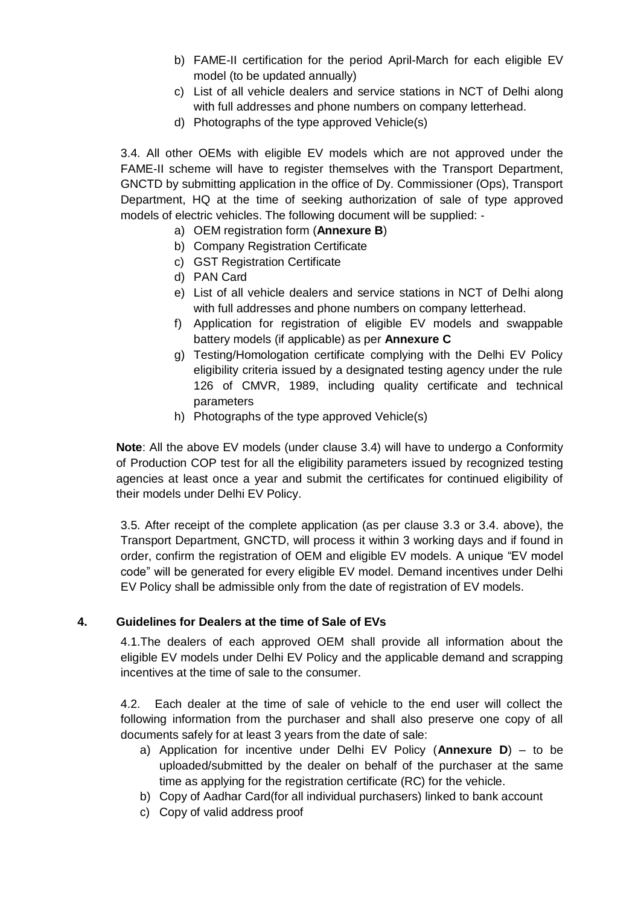b) FAME-II certification for the period April-March for each eligible EV model (to be updated annually)
c) List of all vehicle dealers and service stations in NCT of Delhi along with full addresses and phone numbers on company letterhead.
d) Photographs of the type approved Vehicle(s)

3.4. All other OEMs with eligible EV models which are not approved under the FAME-II scheme will have to register themselves with the Transport Department, GNCTD by submitting application in the office of Dy. Commissioner (Ops), Transport Department, HQ at the time of seeking authorization of sale of type approved models of electric vehicles. The following document will be supplied: -

a) OEM registration form (**Annexure B**)
b) Company Registration Certificate
c) GST Registration Certificate
d) PAN Card
e) List of all vehicle dealers and service stations in NCT of Delhi along with full addresses and phone numbers on company letterhead.
f) Application for registration of eligible EV models and swappable battery models (if applicable) as per **Annexure C**
g) Testing/Homologation certificate complying with the Delhi EV Policy eligibility criteria issued by a designated testing agency under the rule 126 of CMVR, 1989, including quality certificate and technical parameters
h) Photographs of the type approved Vehicle(s)

**Note**: All the above EV models (under clause 3.4) will have to undergo a Conformity of Production COP test for all the eligibility parameters issued by recognized testing agencies at least once a year and submit the certificates for continued eligibility of their models under Delhi EV Policy.

3.5. After receipt of the complete application (as per clause 3.3 or 3.4. above), the Transport Department, GNCTD, will process it within 3 working days and if found in order, confirm the registration of OEM and eligible EV models. A unique "EV model code" will be generated for every eligible EV model. Demand incentives under Delhi EV Policy shall be admissible only from the date of registration of EV models.

## 4. Guidelines for Dealers at the time of Sale of EVs

4.1. The dealers of each approved OEM shall provide all information about the eligible EV models under Delhi EV Policy and the applicable demand and scrapping incentives at the time of sale to the consumer.

4.2. Each dealer at the time of sale of vehicle to the end user will collect the following information from the purchaser and shall also preserve one copy of all documents safely for at least 3 years from the date of sale:

a) Application for incentive under Delhi EV Policy (**Annexure D**) – to be uploaded/submitted by the dealer on behalf of the purchaser at the same time as applying for the registration certificate (RC) for the vehicle.
b) Copy of Aadhar Card(for all individual purchasers) linked to bank account
c) Copy of valid address proof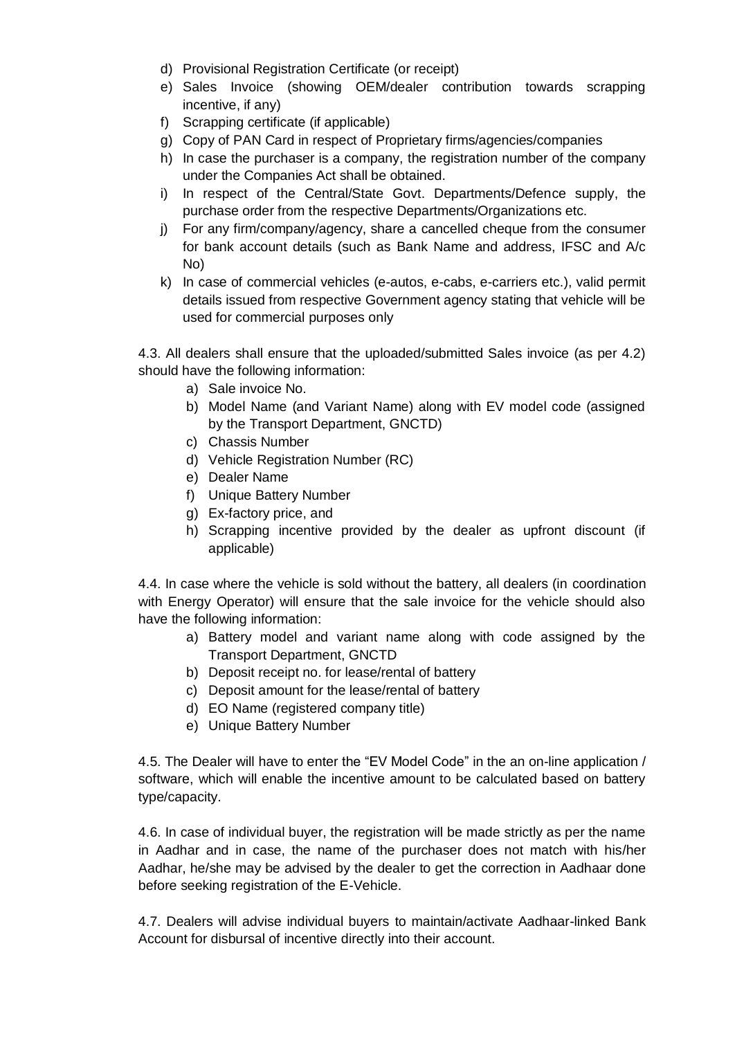d) Provisional Registration Certificate (or receipt)
e) Sales Invoice (showing OEM/dealer contribution towards scrapping incentive, if any)
f) Scrapping certificate (if applicable)
g) Copy of PAN Card in respect of Proprietary firms/agencies/companies
h) In case the purchaser is a company, the registration number of the company under the Companies Act shall be obtained.
i) In respect of the Central/State Govt. Departments/Defence supply, the purchase order from the respective Departments/Organizations etc.
j) For any firm/company/agency, share a cancelled cheque from the consumer for bank account details (such as Bank Name and address, IFSC and A/c No)
k) In case of commercial vehicles (e-autos, e-cabs, e-carriers etc.), valid permit details issued from respective Government agency stating that vehicle will be used for commercial purposes only

4.3. All dealers shall ensure that the uploaded/submitted Sales invoice (as per 4.2) should have the following information:

a) Sale invoice No.
b) Model Name (and Variant Name) along with EV model code (assigned by the Transport Department, GNCTD)
c) Chassis Number
d) Vehicle Registration Number (RC)
e) Dealer Name
f) Unique Battery Number
g) Ex-factory price, and
h) Scrapping incentive provided by the dealer as upfront discount (if applicable)

4.4. In case where the vehicle is sold without the battery, all dealers (in coordination with Energy Operator) will ensure that the sale invoice for the vehicle should also have the following information:

a) Battery model and variant name along with code assigned by the Transport Department, GNCTD
b) Deposit receipt no. for lease/rental of battery
c) Deposit amount for the lease/rental of battery
d) EO Name (registered company title)
e) Unique Battery Number

4.5. The Dealer will have to enter the "EV Model Code" in the an on-line application / software, which will enable the incentive amount to be calculated based on battery type/capacity.

4.6. In case of individual buyer, the registration will be made strictly as per the name in Aadhar and in case, the name of the purchaser does not match with his/her Aadhar, he/she may be advised by the dealer to get the correction in Aadhaar done before seeking registration of the E-Vehicle.

4.7. Dealers will advise individual buyers to maintain/activate Aadhaar-linked Bank Account for disbursal of incentive directly into their account.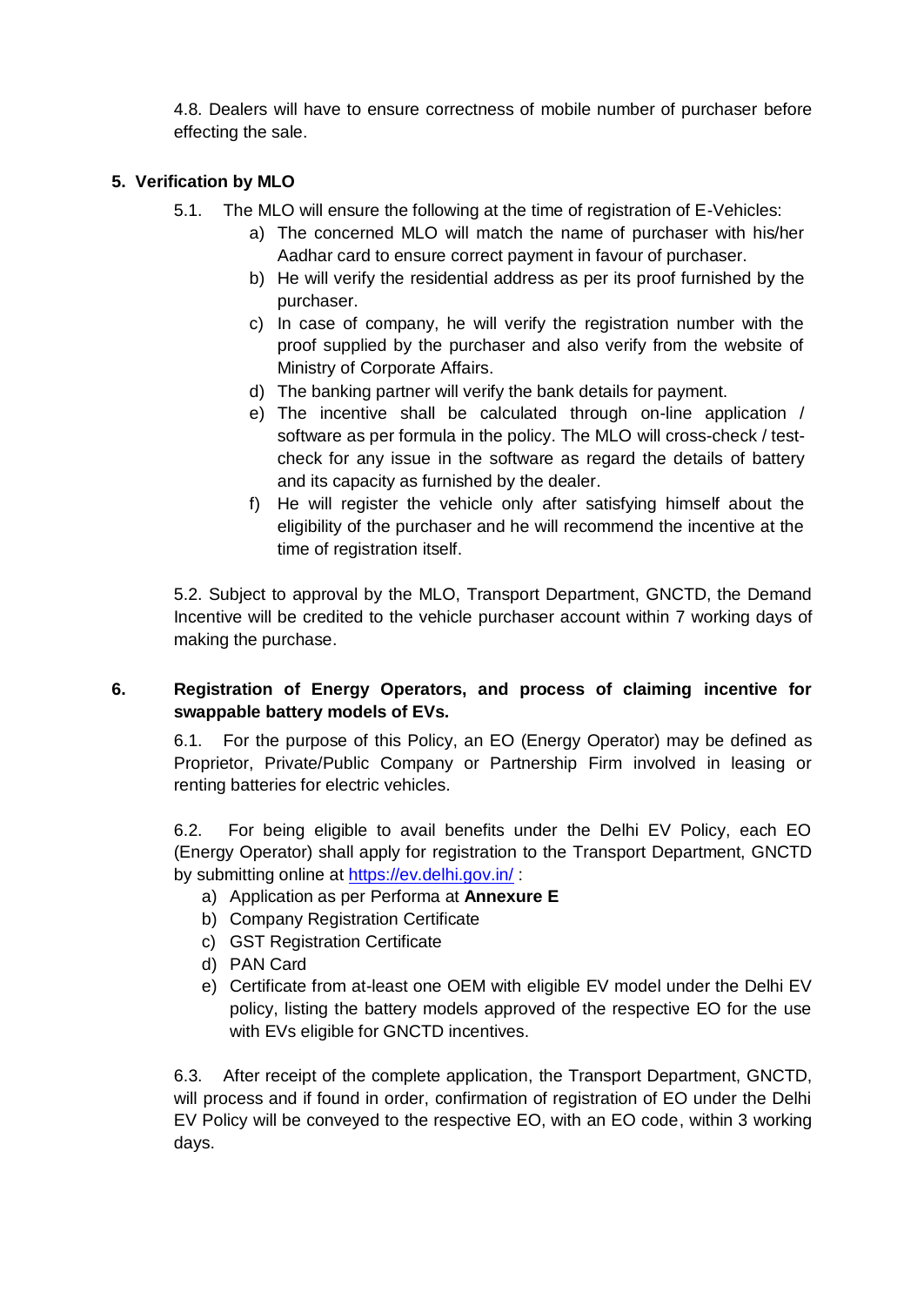4.8. Dealers will have to ensure correctness of mobile number of purchaser before effecting the sale.

## 5. Verification by MLO

5.1. The MLO will ensure the following at the time of registration of E-Vehicles:

a) The concerned MLO will match the name of purchaser with his/her Aadhar card to ensure correct payment in favour of purchaser.

b) He will verify the residential address as per its proof furnished by the purchaser.

c) In case of company, he will verify the registration number with the proof supplied by the purchaser and also verify from the website of Ministry of Corporate Affairs.

d) The banking partner will verify the bank details for payment.

e) The incentive shall be calculated through on-line application / software as per formula in the policy. The MLO will cross-check / test-check for any issue in the software as regard the details of battery and its capacity as furnished by the dealer.

f) He will register the vehicle only after satisfying himself about the eligibility of the purchaser and he will recommend the incentive at the time of registration itself.

5.2. Subject to approval by the MLO, Transport Department, GNCTD, the Demand Incentive will be credited to the vehicle purchaser account within 7 working days of making the purchase.

## 6. Registration of Energy Operators, and process of claiming incentive for swappable battery models of EVs.

6.1. For the purpose of this Policy, an EO (Energy Operator) may be defined as Proprietor, Private/Public Company or Partnership Firm involved in leasing or renting batteries for electric vehicles.

6.2. For being eligible to avail benefits under the Delhi EV Policy, each EO (Energy Operator) shall apply for registration to the Transport Department, GNCTD by submitting online at https://ev.delhi.gov.in/ :

a) Application as per Performa at **Annexure E**

b) Company Registration Certificate

c) GST Registration Certificate

d) PAN Card

e) Certificate from at-least one OEM with eligible EV model under the Delhi EV policy, listing the battery models approved of the respective EO for the use with EVs eligible for GNCTD incentives.

6.3. After receipt of the complete application, the Transport Department, GNCTD, will process and if found in order, confirmation of registration of EO under the Delhi EV Policy will be conveyed to the respective EO, with an EO code, within 3 working days.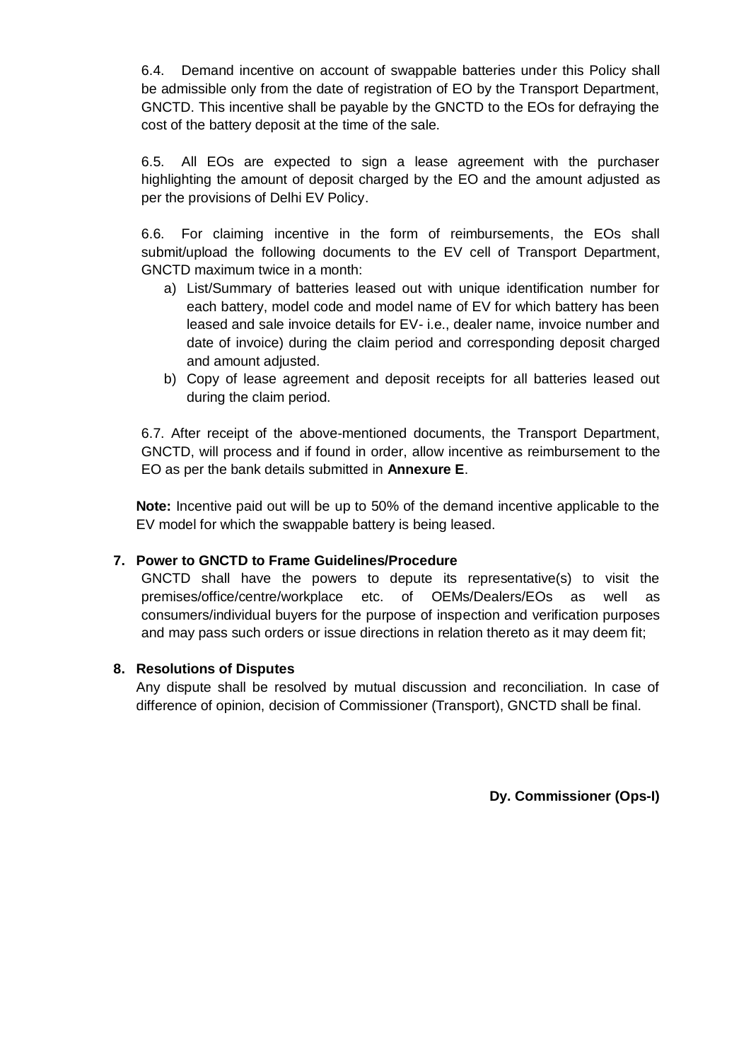6.4. Demand incentive on account of swappable batteries under this Policy shall be admissible only from the date of registration of EO by the Transport Department, GNCTD. This incentive shall be payable by the GNCTD to the EOs for defraying the cost of the battery deposit at the time of the sale.

6.5. All EOs are expected to sign a lease agreement with the purchaser highlighting the amount of deposit charged by the EO and the amount adjusted as per the provisions of Delhi EV Policy.

6.6. For claiming incentive in the form of reimbursements, the EOs shall submit/upload the following documents to the EV cell of Transport Department, GNCTD maximum twice in a month:

a) List/Summary of batteries leased out with unique identification number for each battery, model code and model name of EV for which battery has been leased and sale invoice details for EV- i.e., dealer name, invoice number and date of invoice) during the claim period and corresponding deposit charged and amount adjusted.
b) Copy of lease agreement and deposit receipts for all batteries leased out during the claim period.

6.7. After receipt of the above-mentioned documents, the Transport Department, GNCTD, will process and if found in order, allow incentive as reimbursement to the EO as per the bank details submitted in **Annexure E**.

**Note:** Incentive paid out will be up to 50% of the demand incentive applicable to the EV model for which the swappable battery is being leased.

**7. Power to GNCTD to Frame Guidelines/Procedure**

GNCTD shall have the powers to depute its representative(s) to visit the premises/office/centre/workplace etc. of OEMs/Dealers/EOs as well as consumers/individual buyers for the purpose of inspection and verification purposes and may pass such orders or issue directions in relation thereto as it may deem fit;

**8. Resolutions of Disputes**

Any dispute shall be resolved by mutual discussion and reconciliation. In case of difference of opinion, decision of Commissioner (Transport), GNCTD shall be final.

**Dy. Commissioner (Ops-I)**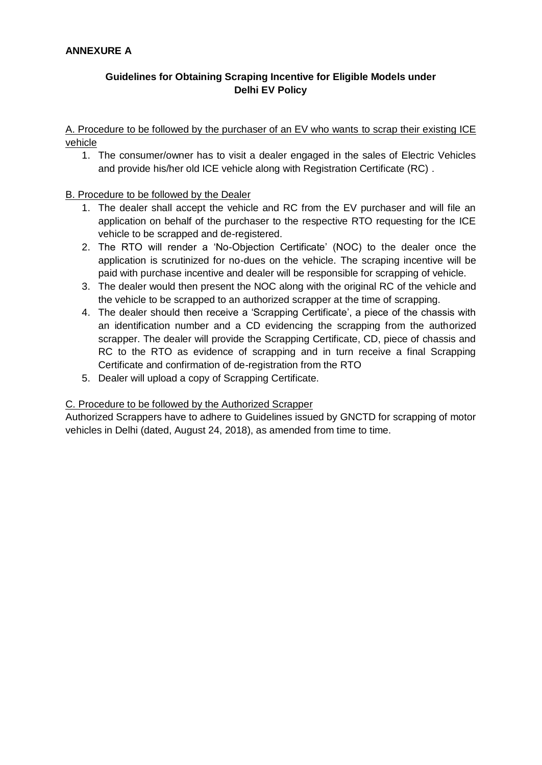**ANNEXURE A**

## Guidelines for Obtaining Scraping Incentive for Eligible Models under Delhi EV Policy

<u>A. Procedure to be followed by the purchaser of an EV who wants to scrap their existing ICE vehicle</u>

1. The consumer/owner has to visit a dealer engaged in the sales of Electric Vehicles and provide his/her old ICE vehicle along with Registration Certificate (RC) .

<u>B. Procedure to be followed by the Dealer</u>

1. The dealer shall accept the vehicle and RC from the EV purchaser and will file an application on behalf of the purchaser to the respective RTO requesting for the ICE vehicle to be scrapped and de-registered.
2. The RTO will render a 'No-Objection Certificate' (NOC) to the dealer once the application is scrutinized for no-dues on the vehicle. The scraping incentive will be paid with purchase incentive and dealer will be responsible for scrapping of vehicle.
3. The dealer would then present the NOC along with the original RC of the vehicle and the vehicle to be scrapped to an authorized scrapper at the time of scrapping.
4. The dealer should then receive a 'Scrapping Certificate', a piece of the chassis with an identification number and a CD evidencing the scrapping from the authorized scrapper. The dealer will provide the Scrapping Certificate, CD, piece of chassis and RC to the RTO as evidence of scrapping and in turn receive a final Scrapping Certificate and confirmation of de-registration from the RTO
5. Dealer will upload a copy of Scrapping Certificate.

<u>C. Procedure to be followed by the Authorized Scrapper</u>

Authorized Scrappers have to adhere to Guidelines issued by GNCTD for scrapping of motor vehicles in Delhi (dated, August 24, 2018), as amended from time to time.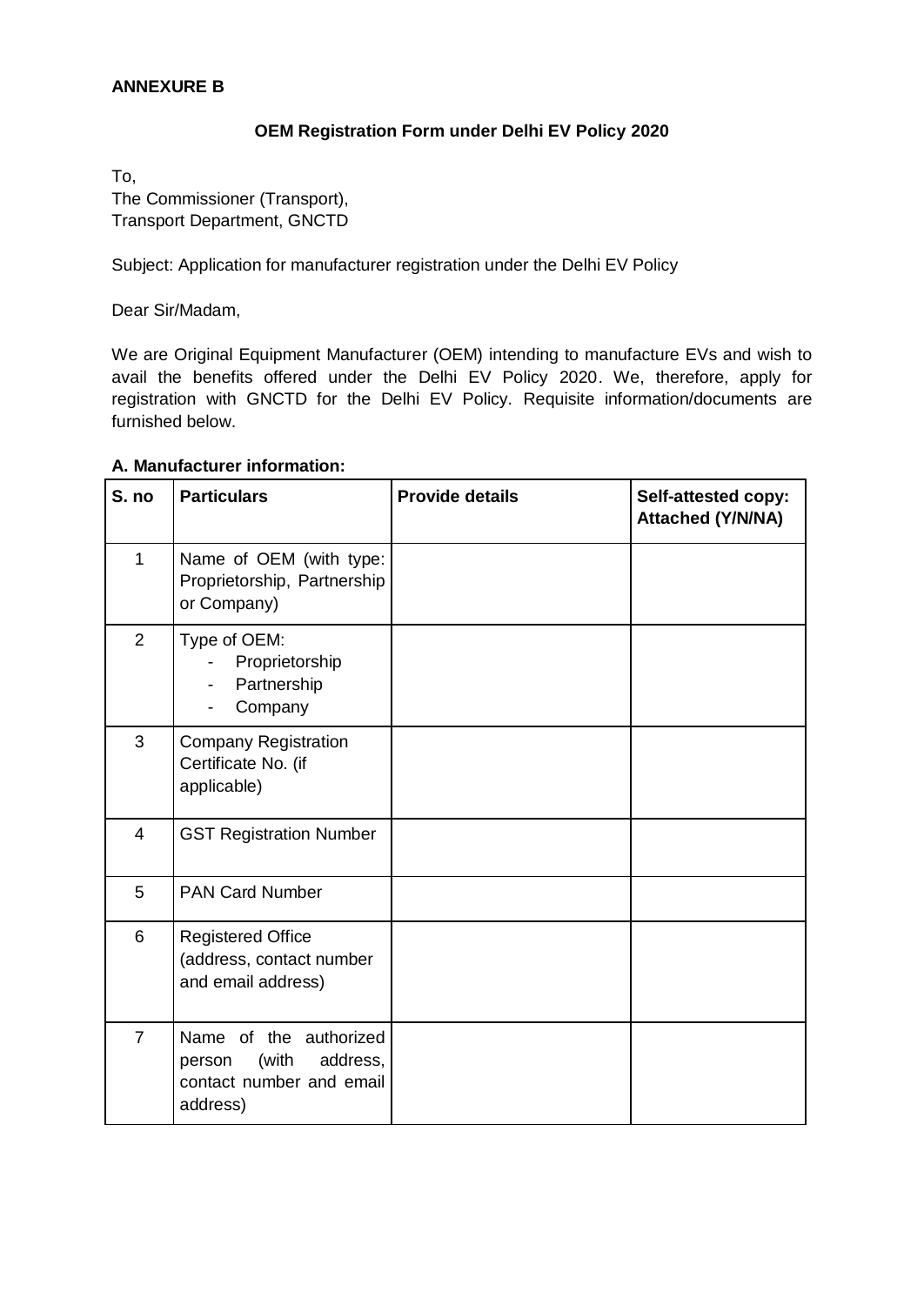**ANNEXURE B**

**OEM Registration Form under Delhi EV Policy 2020**

To,
The Commissioner (Transport),
Transport Department, GNCTD

Subject: Application for manufacturer registration under the Delhi EV Policy

Dear Sir/Madam,

We are Original Equipment Manufacturer (OEM) intending to manufacture EVs and wish to avail the benefits offered under the Delhi EV Policy 2020. We, therefore, apply for registration with GNCTD for the Delhi EV Policy. Requisite information/documents are furnished below.

**A. Manufacturer information:**

| S. no | Particulars | Provide details | Self-attested copy: Attached (Y/N/NA) |
|---|---|---|---|
| 1 | Name of OEM (with type: Proprietorship, Partnership or Company) | | |
| 2 | Type of OEM:<br>- Proprietorship<br>- Partnership<br>- Company | | |
| 3 | Company Registration Certificate No. (if applicable) | | |
| 4 | GST Registration Number | | |
| 5 | PAN Card Number | | |
| 6 | Registered Office (address, contact number and email address) | | |
| 7 | Name of the authorized person (with address, contact number and email address) | | |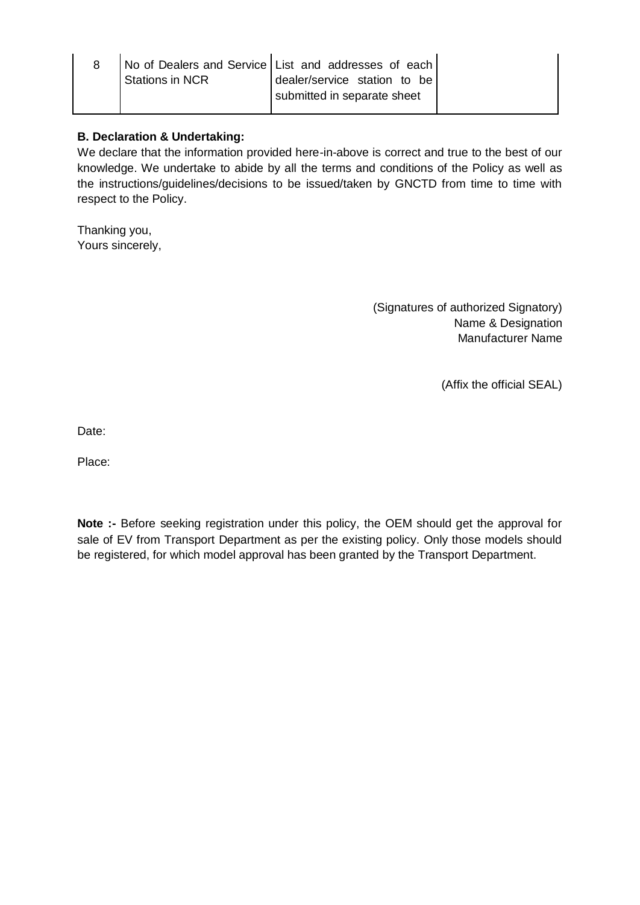| 8 | No of Dealers and Service Stations in NCR | List and addresses of each dealer/service station to be submitted in separate sheet | |
|---|---|---|---|

**B. Declaration & Undertaking:**

We declare that the information provided here-in-above is correct and true to the best of our knowledge. We undertake to abide by all the terms and conditions of the Policy as well as the instructions/guidelines/decisions to be issued/taken by GNCTD from time to time with respect to the Policy.

Thanking you,
Yours sincerely,

(Signatures of authorized Signatory)
Name & Designation
Manufacturer Name

(Affix the official SEAL)

Date:

Place:

**Note :-** Before seeking registration under this policy, the OEM should get the approval for sale of EV from Transport Department as per the existing policy. Only those models should be registered, for which model approval has been granted by the Transport Department.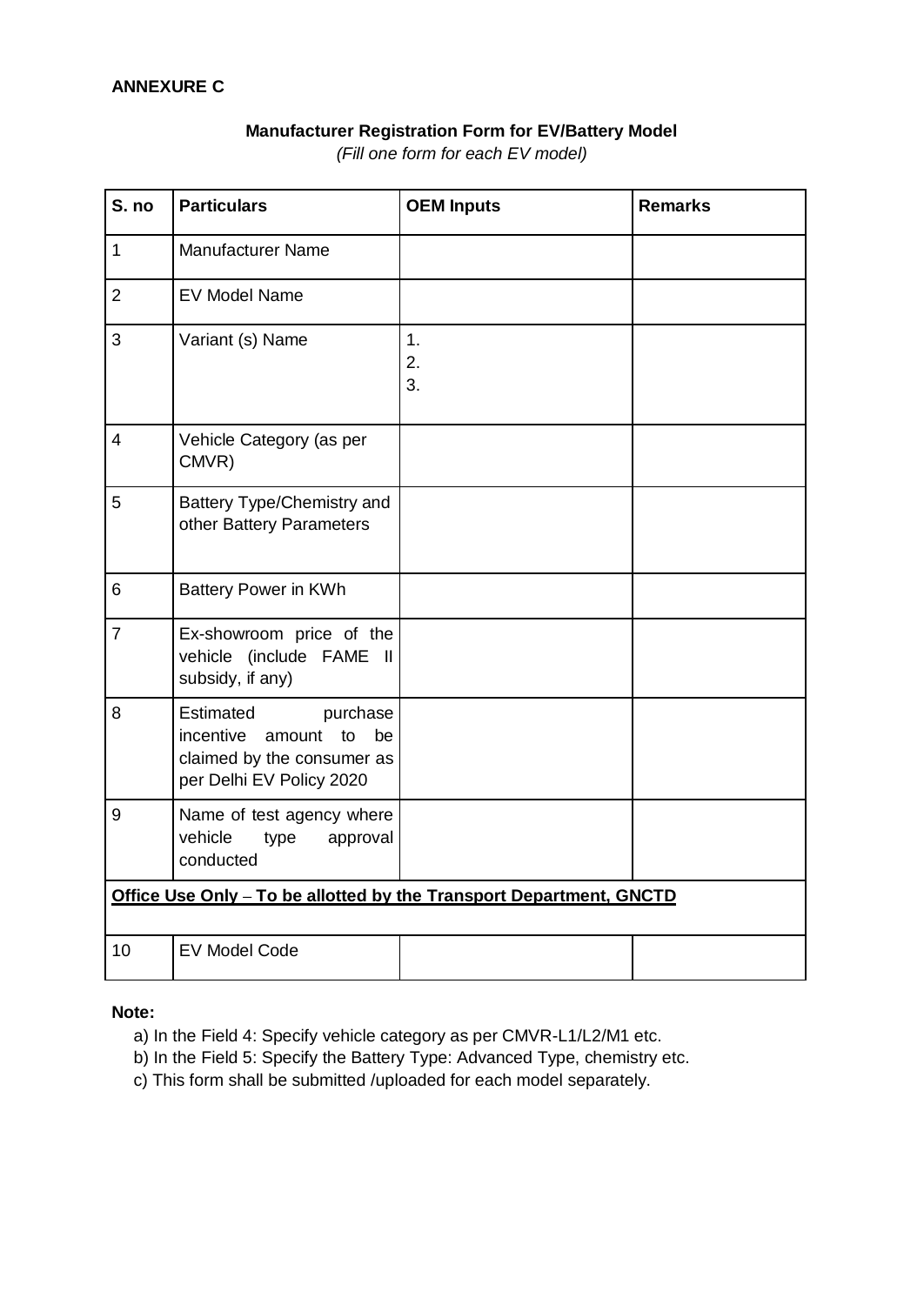**ANNEXURE C**

**Manufacturer Registration Form for EV/Battery Model**

*(Fill one form for each EV model)*

| S. no | Particulars | OEM Inputs | Remarks |
|---|---|---|---|
| 1 | Manufacturer Name | | |
| 2 | EV Model Name | | |
| 3 | Variant (s) Name | 1.<br>2.<br>3. | |
| 4 | Vehicle Category (as per CMVR) | | |
| 5 | Battery Type/Chemistry and other Battery Parameters | | |
| 6 | Battery Power in KWh | | |
| 7 | Ex-showroom price of the vehicle (include FAME II subsidy, if any) | | |
| 8 | Estimated purchase incentive amount to be claimed by the consumer as per Delhi EV Policy 2020 | | |
| 9 | Name of test agency where vehicle type approval conducted | | |
| **Office Use Only – To be allotted by the Transport Department, GNCTD** | | | |
| 10 | EV Model Code | | |

**Note:**

a) In the Field 4: Specify vehicle category as per CMVR-L1/L2/M1 etc.

b) In the Field 5: Specify the Battery Type: Advanced Type, chemistry etc.

c) This form shall be submitted /uploaded for each model separately.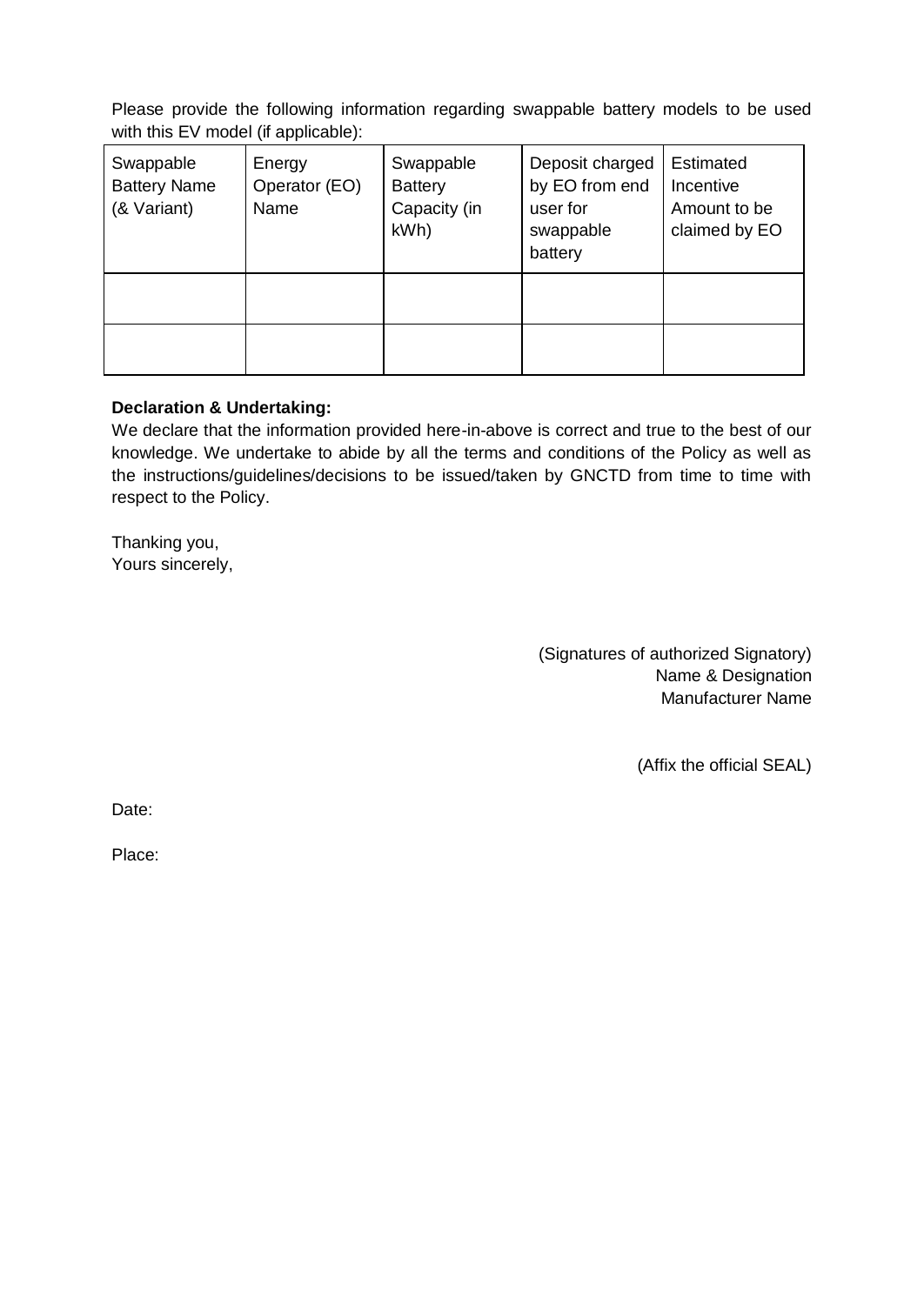Please provide the following information regarding swappable battery models to be used with this EV model (if applicable):

| Swappable Battery Name (& Variant) | Energy Operator (EO) Name | Swappable Battery Capacity (in kWh) | Deposit charged by EO from end user for swappable battery | Estimated Incentive Amount to be claimed by EO |
|---|---|---|---|---|
| | | | | |
| | | | | |

**Declaration & Undertaking:**

We declare that the information provided here-in-above is correct and true to the best of our knowledge. We undertake to abide by all the terms and conditions of the Policy as well as the instructions/guidelines/decisions to be issued/taken by GNCTD from time to time with respect to the Policy.

Thanking you,
Yours sincerely,

(Signatures of authorized Signatory)
Name & Designation
Manufacturer Name

(Affix the official SEAL)

Date:

Place: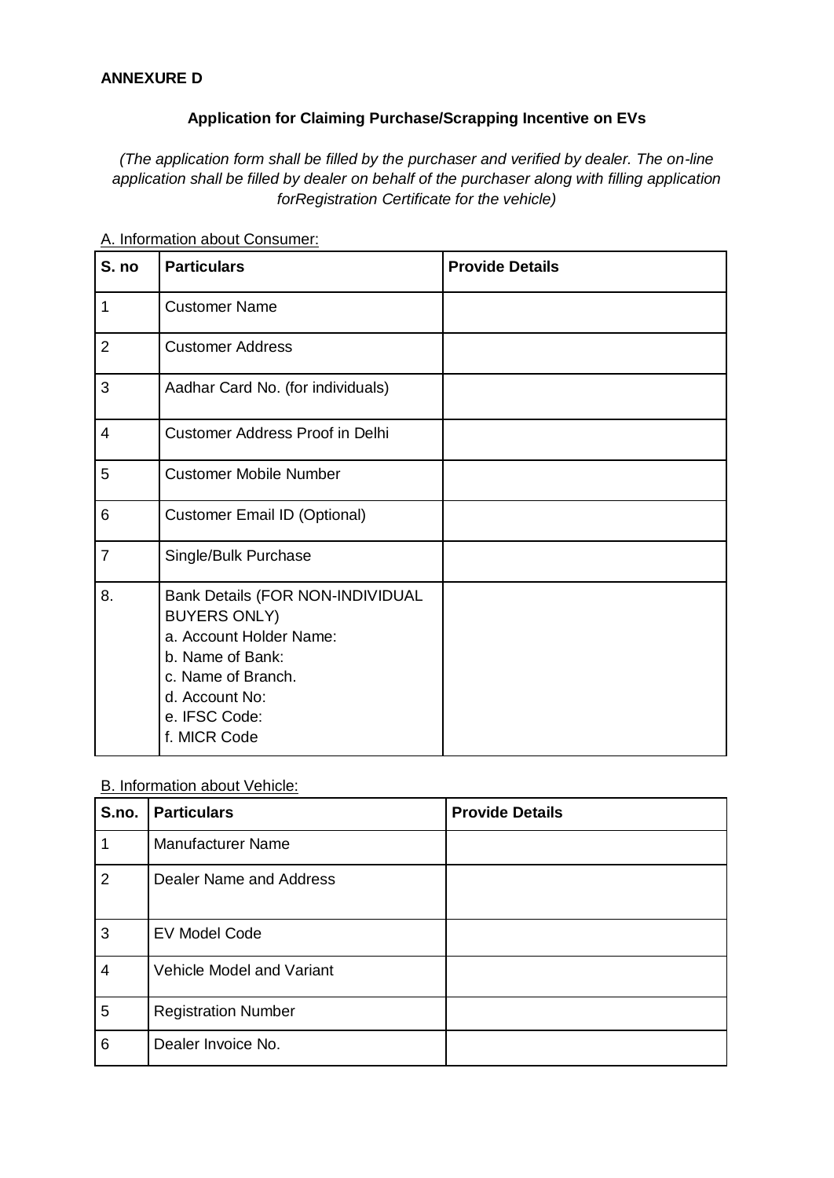**ANNEXURE D**

**Application for Claiming Purchase/Scrapping Incentive on EVs**

*(The application form shall be filled by the purchaser and verified by dealer. The on-line application shall be filled by dealer on behalf of the purchaser along with filling application forRegistration Certificate for the vehicle)*

A. Information about Consumer:

| S. no | Particulars | Provide Details |
|---|---|---|
| 1 | Customer Name | |
| 2 | Customer Address | |
| 3 | Aadhar Card No. (for individuals) | |
| 4 | Customer Address Proof in Delhi | |
| 5 | Customer Mobile Number | |
| 6 | Customer Email ID (Optional) | |
| 7 | Single/Bulk Purchase | |
| 8. | Bank Details (FOR NON-INDIVIDUAL BUYERS ONLY)<br>a. Account Holder Name:<br>b. Name of Bank:<br>c. Name of Branch.<br>d. Account No:<br>e. IFSC Code:<br>f. MICR Code | |

B. Information about Vehicle:

| S.no. | Particulars | Provide Details |
|---|---|---|
| 1 | Manufacturer Name | |
| 2 | Dealer Name and Address | |
| 3 | EV Model Code | |
| 4 | Vehicle Model and Variant | |
| 5 | Registration Number | |
| 6 | Dealer Invoice No. | |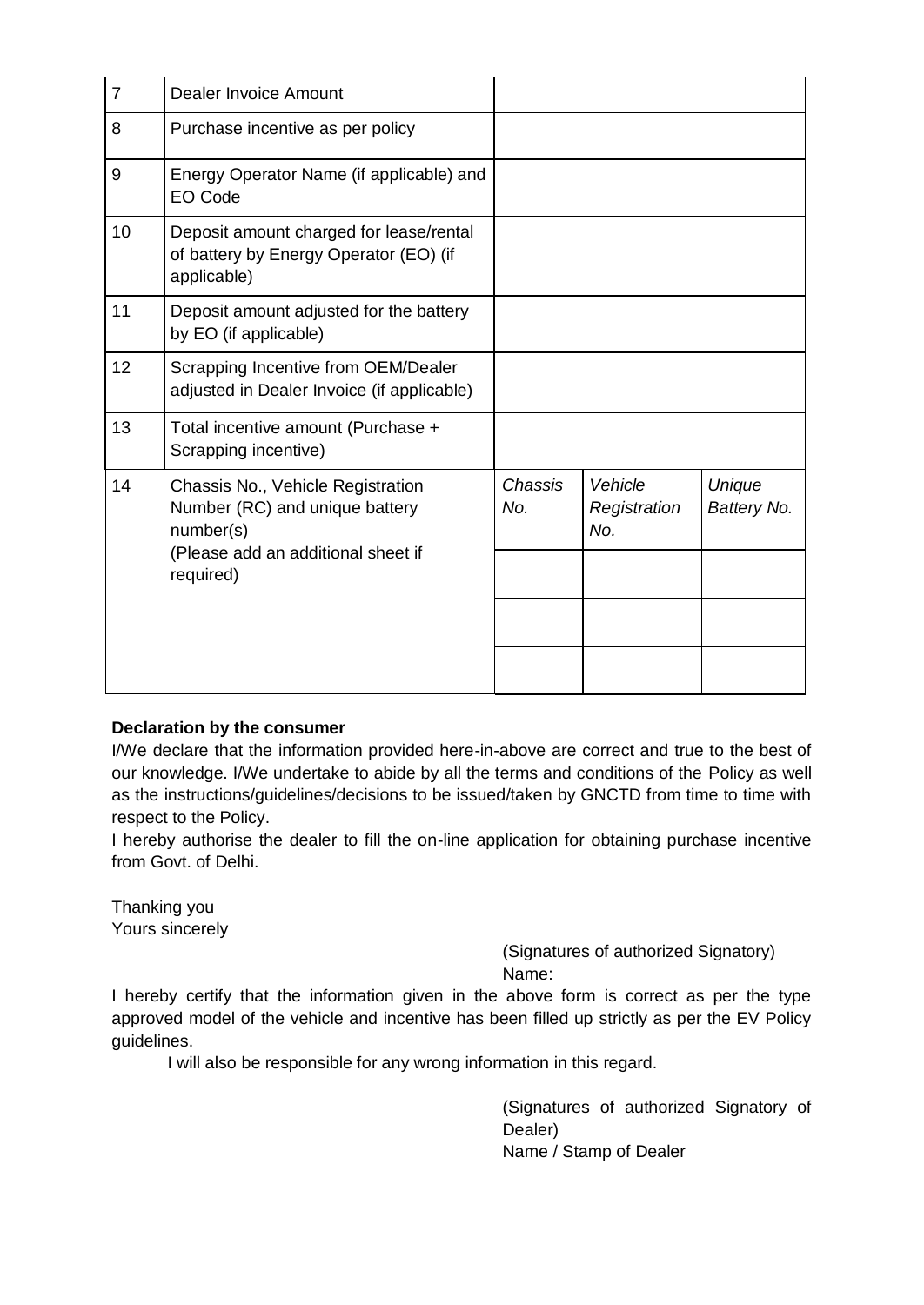| | | | | |
|---|---|---|---|---|
| 7 | Dealer Invoice Amount | | | |
| 8 | Purchase incentive as per policy | | | |
| 9 | Energy Operator Name (if applicable) and EO Code | | | |
| 10 | Deposit amount charged for lease/rental of battery by Energy Operator (EO) (if applicable) | | | |
| 11 | Deposit amount adjusted for the battery by EO (if applicable) | | | |
| 12 | Scrapping Incentive from OEM/Dealer adjusted in Dealer Invoice (if applicable) | | | |
| 13 | Total incentive amount (Purchase + Scrapping incentive) | | | |
| 14 | Chassis No., Vehicle Registration Number (RC) and unique battery number(s)<br>(Please add an additional sheet if required) | *Chassis No.* | *Vehicle Registration No.* | *Unique Battery No.* |
| | | | | |
| | | | | |
| | | | | |

**Declaration by the consumer**

I/We declare that the information provided here-in-above are correct and true to the best of our knowledge. I/We undertake to abide by all the terms and conditions of the Policy as well as the instructions/guidelines/decisions to be issued/taken by GNCTD from time to time with respect to the Policy.

I hereby authorise the dealer to fill the on-line application for obtaining purchase incentive from Govt. of Delhi.

Thanking you

Yours sincerely

(Signatures of authorized Signatory)

Name:

I hereby certify that the information given in the above form is correct as per the type approved model of the vehicle and incentive has been filled up strictly as per the EV Policy guidelines.

I will also be responsible for any wrong information in this regard.

(Signatures of authorized Signatory of Dealer)

Name / Stamp of Dealer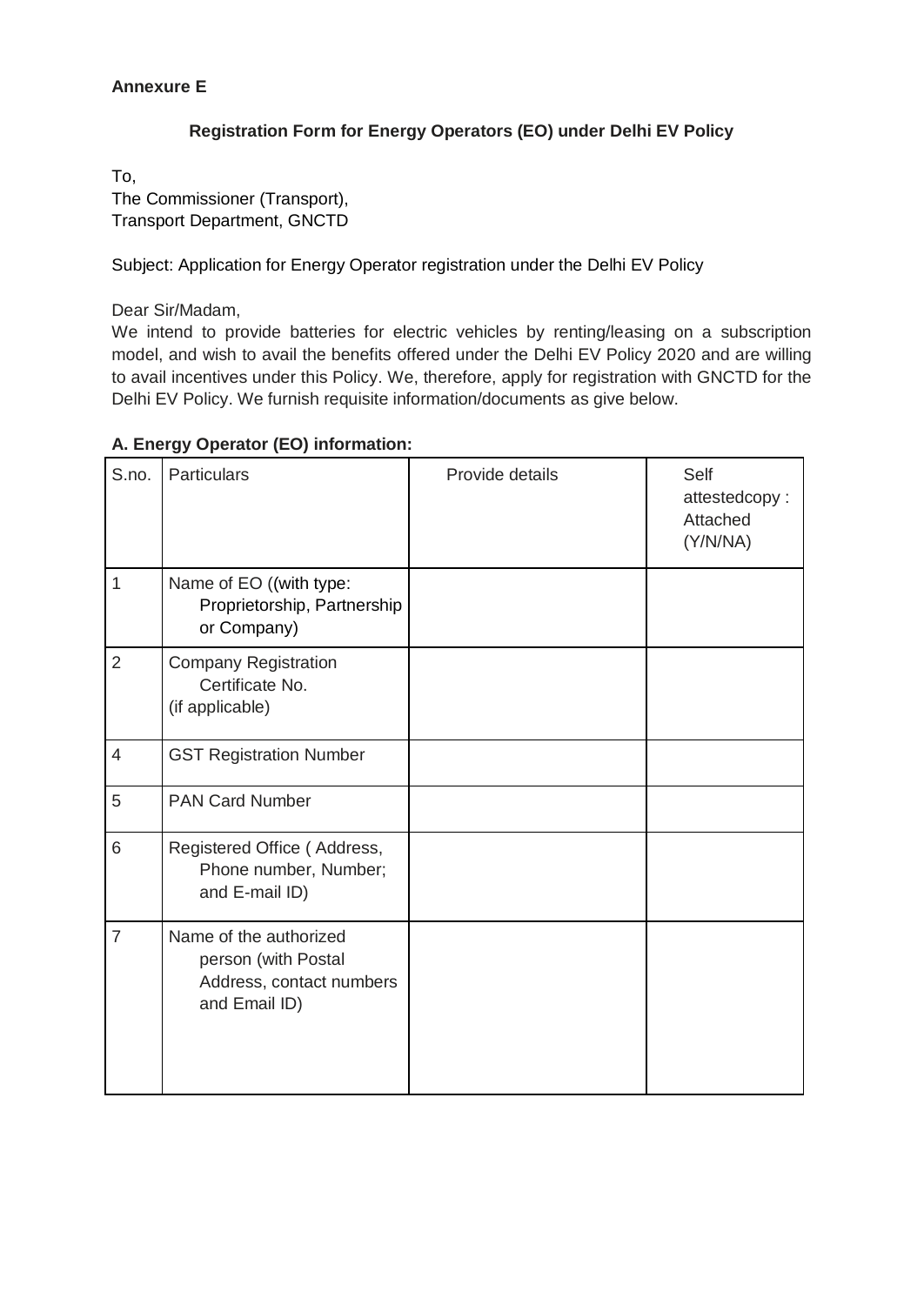**Annexure E**

**Registration Form for Energy Operators (EO) under Delhi EV Policy**

To,
The Commissioner (Transport),
Transport Department, GNCTD

Subject: Application for Energy Operator registration under the Delhi EV Policy

Dear Sir/Madam,

We intend to provide batteries for electric vehicles by renting/leasing on a subscription model, and wish to avail the benefits offered under the Delhi EV Policy 2020 and are willing to avail incentives under this Policy. We, therefore, apply for registration with GNCTD for the Delhi EV Policy. We furnish requisite information/documents as give below.

**A. Energy Operator (EO) information:**

| S.no. | Particulars | Provide details | Self attestedcopy : Attached (Y/N/NA) |
|---|---|---|---|
| 1 | Name of EO ((with type: Proprietorship, Partnership or Company) | | |
| 2 | Company Registration Certificate No. (if applicable) | | |
| 4 | GST Registration Number | | |
| 5 | PAN Card Number | | |
| 6 | Registered Office ( Address, Phone number, Number; and E-mail ID) | | |
| 7 | Name of the authorized person (with Postal Address, contact numbers and Email ID) | | |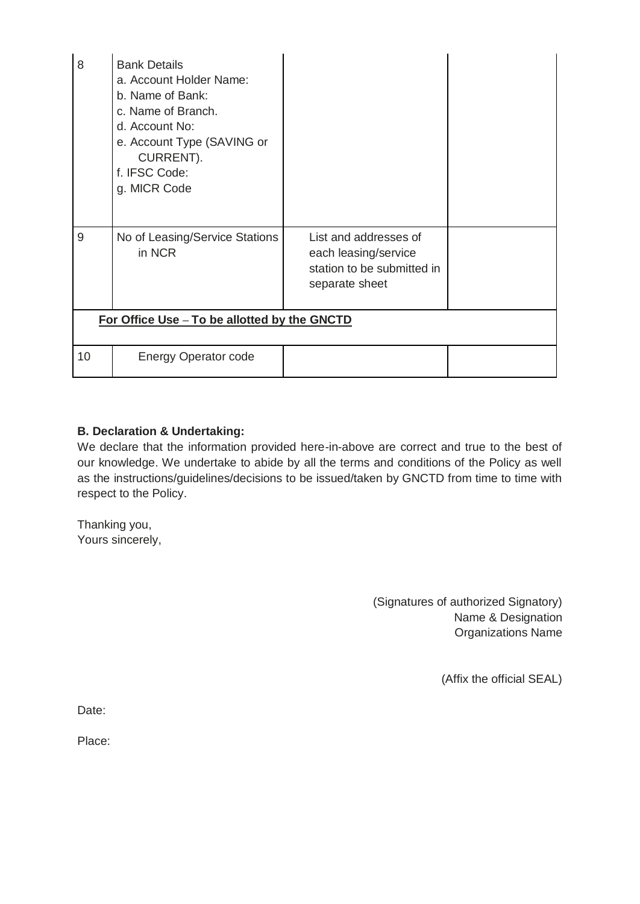| | | | |
|---|---|---|---|
| 8 | Bank Details<br>a. Account Holder Name:<br>b. Name of Bank:<br>c. Name of Branch.<br>d. Account No:<br>e. Account Type (SAVING or CURRENT).<br>f. IFSC Code:<br>g. MICR Code | | |
| 9 | No of Leasing/Service Stations in NCR | List and addresses of each leasing/service station to be submitted in separate sheet | |
| | **For Office Use – To be allotted by the GNCTD** | | |
| 10 | Energy Operator code | | |

**B. Declaration & Undertaking:**

We declare that the information provided here-in-above are correct and true to the best of our knowledge. We undertake to abide by all the terms and conditions of the Policy as well as the instructions/guidelines/decisions to be issued/taken by GNCTD from time to time with respect to the Policy.

Thanking you,
Yours sincerely,

(Signatures of authorized Signatory)
Name & Designation
Organizations Name

(Affix the official SEAL)

Date:

Place: